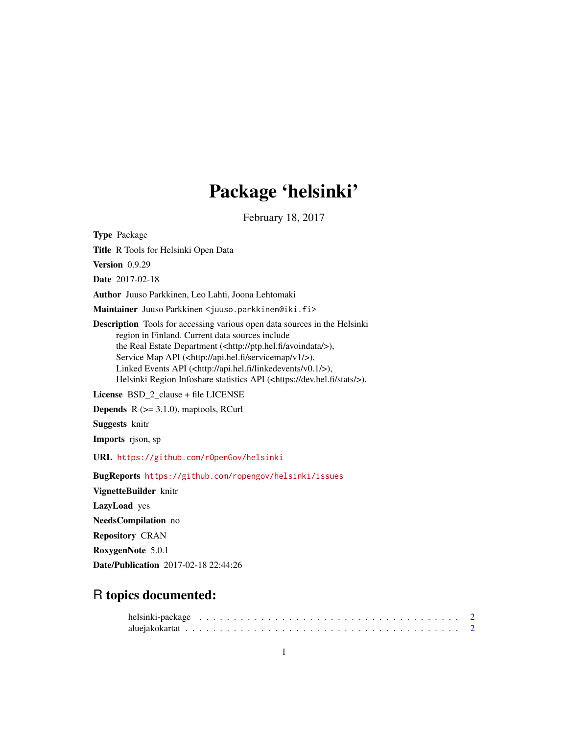# Package 'helsinki'

February 18, 2017

**Type** Package

**Title** R Tools for Helsinki Open Data

**Version** 0.9.29

**Date** 2017-02-18

**Author** Juuso Parkkinen, Leo Lahti, Joona Lehtomaki

**Maintainer** Juuso Parkkinen <juuso.parkkinen@iki.fi>

**Description** Tools for accessing various open data sources in the Helsinki region in Finland. Current data sources include the Real Estate Department (<http://ptp.hel.fi/avoindata/>), Service Map API (<http://api.hel.fi/servicemap/v1/>), Linked Events API (<http://api.hel.fi/linkedevents/v0.1/>), Helsinki Region Infoshare statistics API (<https://dev.hel.fi/stats/>).

**License** BSD_2_clause + file LICENSE

**Depends** R (>= 3.1.0), maptools, RCurl

**Suggests** knitr

**Imports** rjson, sp

**URL** https://github.com/rOpenGov/helsinki

**BugReports** https://github.com/ropengov/helsinki/issues

**VignetteBuilder** knitr

**LazyLoad** yes

**NeedsCompilation** no

**Repository** CRAN

**RoxygenNote** 5.0.1

**Date/Publication** 2017-02-18 22:44:26

## R topics documented:

helsinki-package . . . . . . . . . . . . . . . . . . . . . . . . . . . . . . . . . . . . 2
aluejakokartat . . . . . . . . . . . . . . . . . . . . . . . . . . . . . . . . . . . . . . 2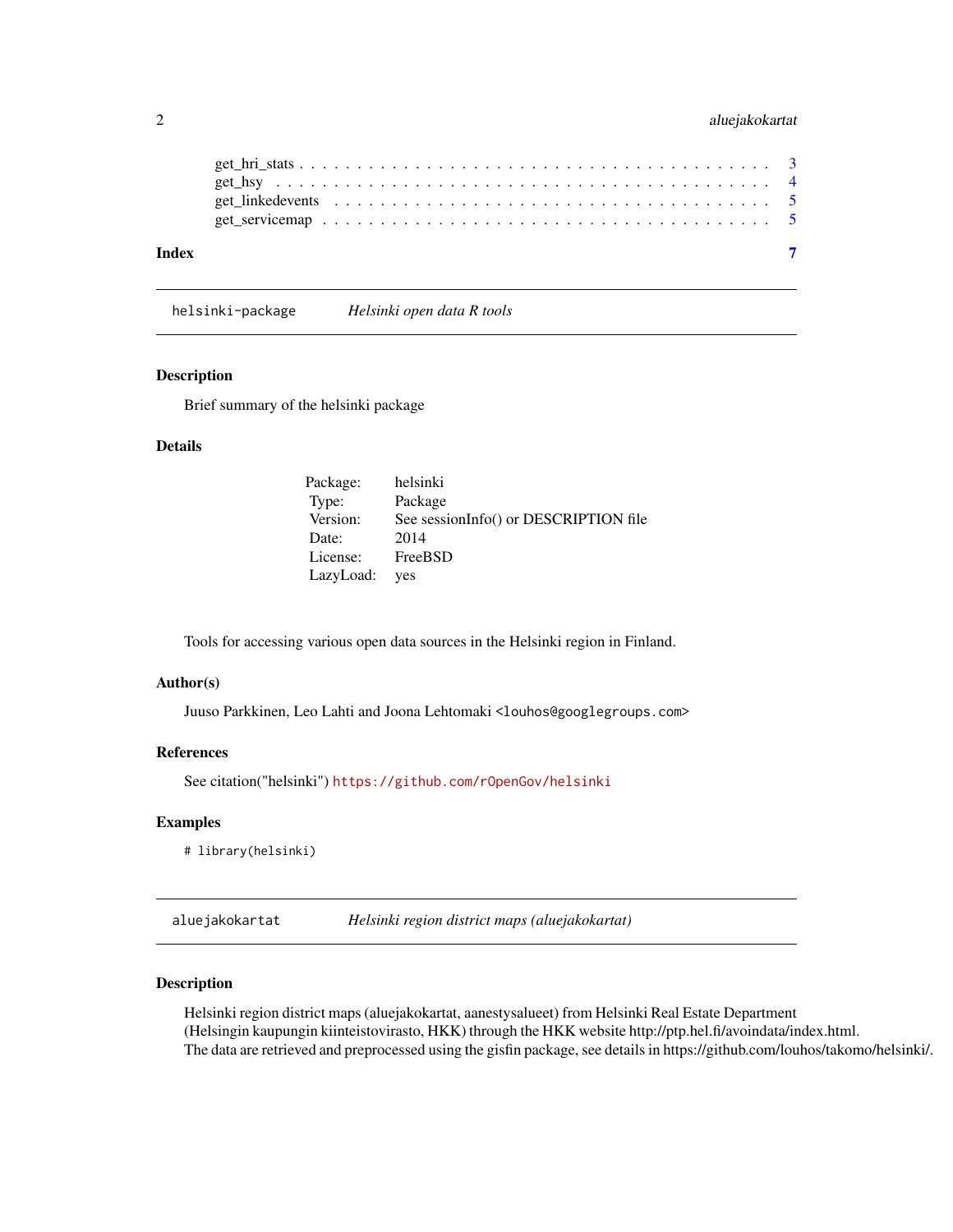get_hri_stats . . . . . . . . . . . . . . . . . . . . . . . . . . . . . . . . . . . . . . 3
get_hsy . . . . . . . . . . . . . . . . . . . . . . . . . . . . . . . . . . . . . . . . . 4
get_linkedevents . . . . . . . . . . . . . . . . . . . . . . . . . . . . . . . . . . . . . 5
get_servicemap . . . . . . . . . . . . . . . . . . . . . . . . . . . . . . . . . . . . . . 5

**Index** **7**

---

`helsinki-package` *Helsinki open data R tools*

---

### Description

Brief summary of the helsinki package

### Details

| | |
|---|---|
| Package: | helsinki |
| Type: | Package |
| Version: | See sessionInfo() or DESCRIPTION file |
| Date: | 2014 |
| License: | FreeBSD |
| LazyLoad: | yes |

Tools for accessing various open data sources in the Helsinki region in Finland.

### Author(s)

Juuso Parkkinen, Leo Lahti and Joona Lehtomaki `<louhos@googlegroups.com>`

### References

See citation("helsinki") https://github.com/rOpenGov/helsinki

### Examples

```
# library(helsinki)
```

---

`aluejakokartat` *Helsinki region district maps (aluejakokartat)*

---

### Description

Helsinki region district maps (aluejakokartat, aanestysalueet) from Helsinki Real Estate Department (Helsingin kaupungin kiinteistovirasto, HKK) through the HKK website http://ptp.hel.fi/avoindata/index.html. The data are retrieved and preprocessed using the gisfin package, see details in https://github.com/louhos/takomo/helsinki/.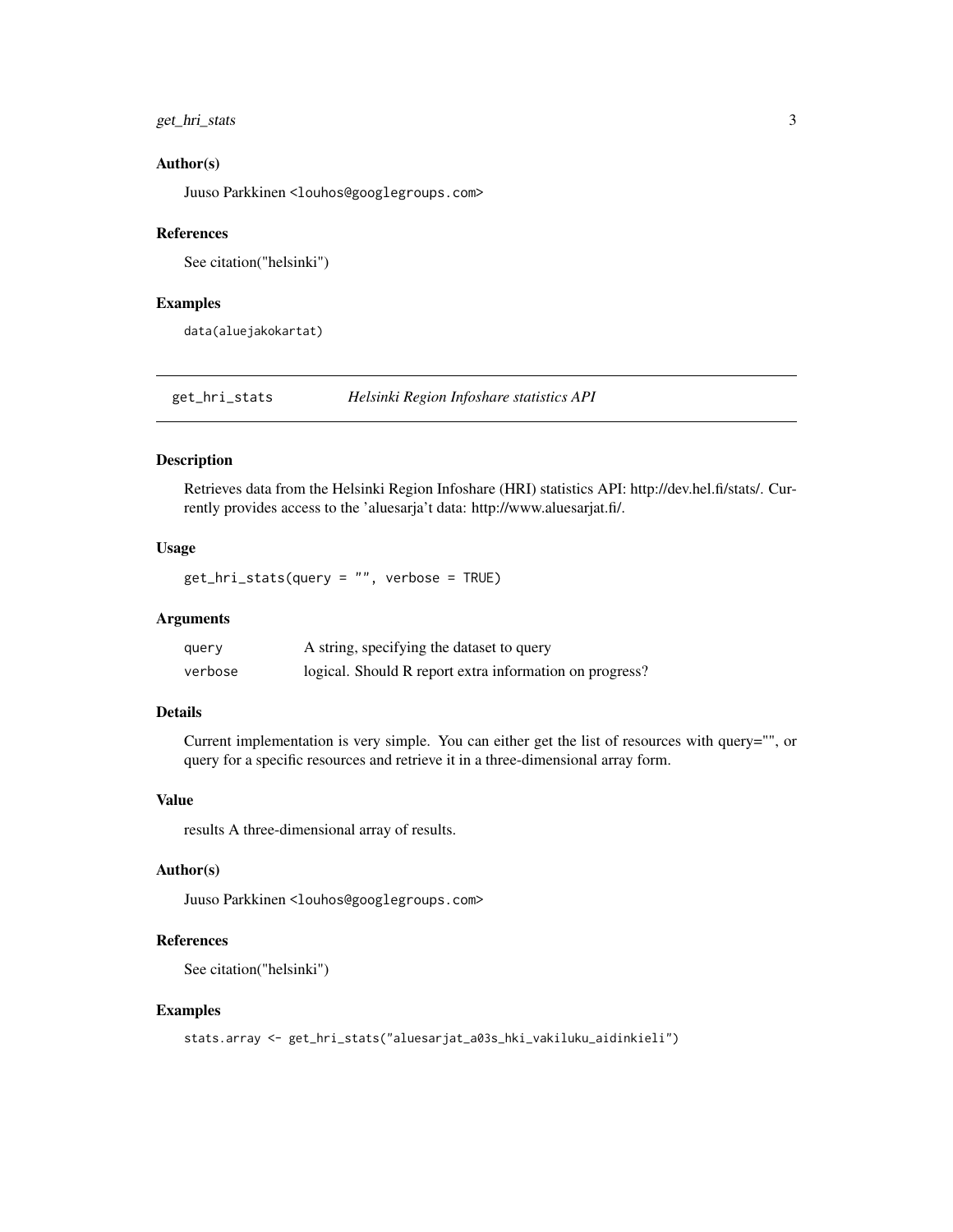### Author(s)

Juuso Parkkinen <louhos@googlegroups.com>

### References

See citation("helsinki")

### Examples

```
data(aluejakokartat)
```

---

## get_hri_stats — *Helsinki Region Infoshare statistics API*

---

### Description

Retrieves data from the Helsinki Region Infoshare (HRI) statistics API: http://dev.hel.fi/stats/. Currently provides access to the 'aluesarja't data: http://www.aluesarjat.fi/.

### Usage

```
get_hri_stats(query = "", verbose = TRUE)
```

### Arguments

| | |
|---|---|
| query | A string, specifying the dataset to query |
| verbose | logical. Should R report extra information on progress? |

### Details

Current implementation is very simple. You can either get the list of resources with query="", or query for a specific resources and retrieve it in a three-dimensional array form.

### Value

results A three-dimensional array of results.

### Author(s)

Juuso Parkkinen <louhos@googlegroups.com>

### References

See citation("helsinki")

### Examples

```
stats.array <- get_hri_stats("aluesarjat_a03s_hki_vakiluku_aidinkieli")
```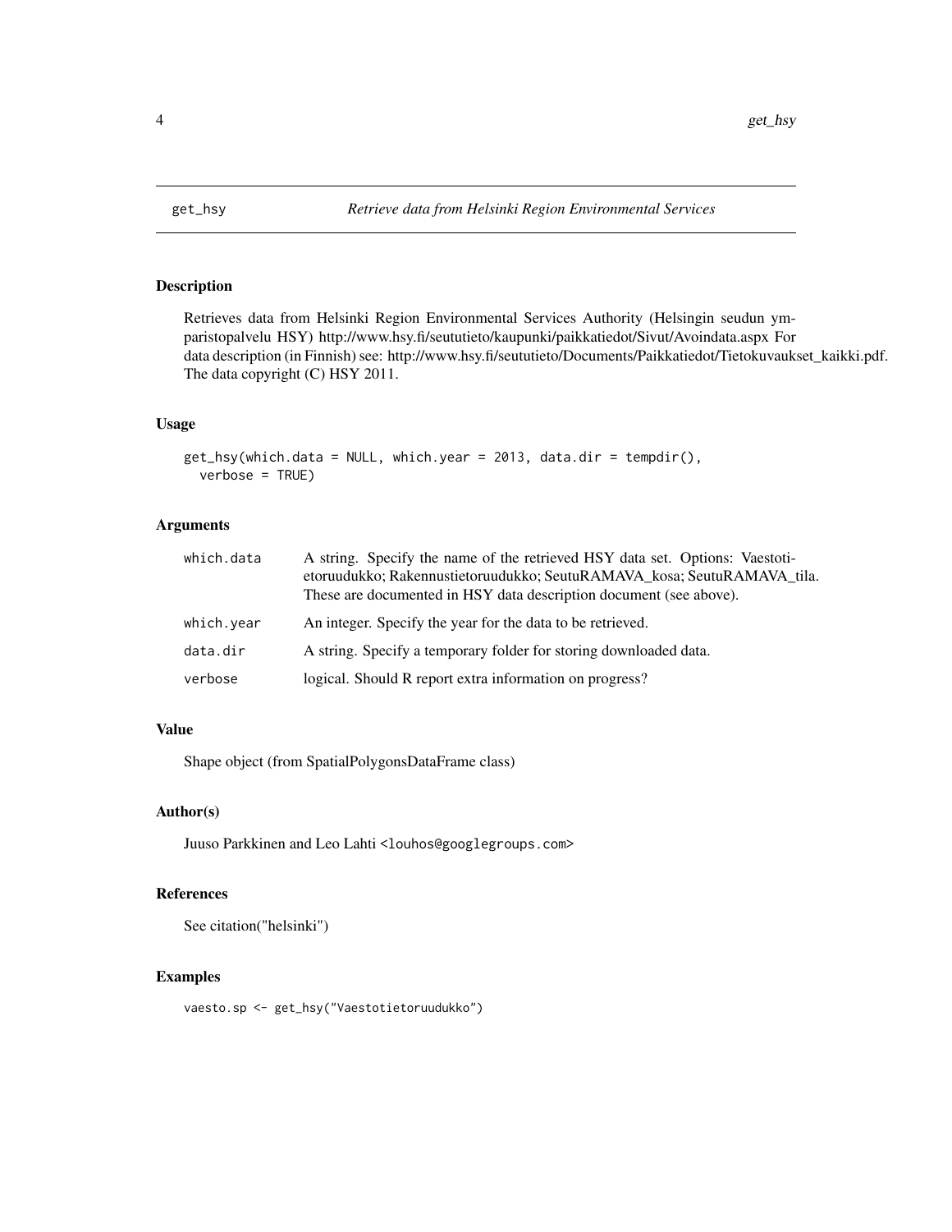get_hsy *Retrieve data from Helsinki Region Environmental Services*

## Description

Retrieves data from Helsinki Region Environmental Services Authority (Helsingin seudun ympäristöpalvelu HSY) http://www.hsy.fi/seututieto/kaupunki/paikkatiedot/Sivut/Avoindata.aspx For data description (in Finnish) see: http://www.hsy.fi/seututieto/Documents/Paikkatiedot/Tietokuvaukset_kaikki.pdf. The data copyright (C) HSY 2011.

## Usage

```
get_hsy(which.data = NULL, which.year = 2013, data.dir = tempdir(),
  verbose = TRUE)
```

## Arguments

| | |
|---|---|
| which.data | A string. Specify the name of the retrieved HSY data set. Options: Vaestotietoruudukko; Rakennustietoruudukko; SeutuRAMAVA_kosa; SeutuRAMAVA_tila. These are documented in HSY data description document (see above). |
| which.year | An integer. Specify the year for the data to be retrieved. |
| data.dir | A string. Specify a temporary folder for storing downloaded data. |
| verbose | logical. Should R report extra information on progress? |

## Value

Shape object (from SpatialPolygonsDataFrame class)

## Author(s)

Juuso Parkkinen and Leo Lahti <louhos@googlegroups.com>

## References

See citation("helsinki")

## Examples

```
vaesto.sp <- get_hsy("Vaestotietoruudukko")
```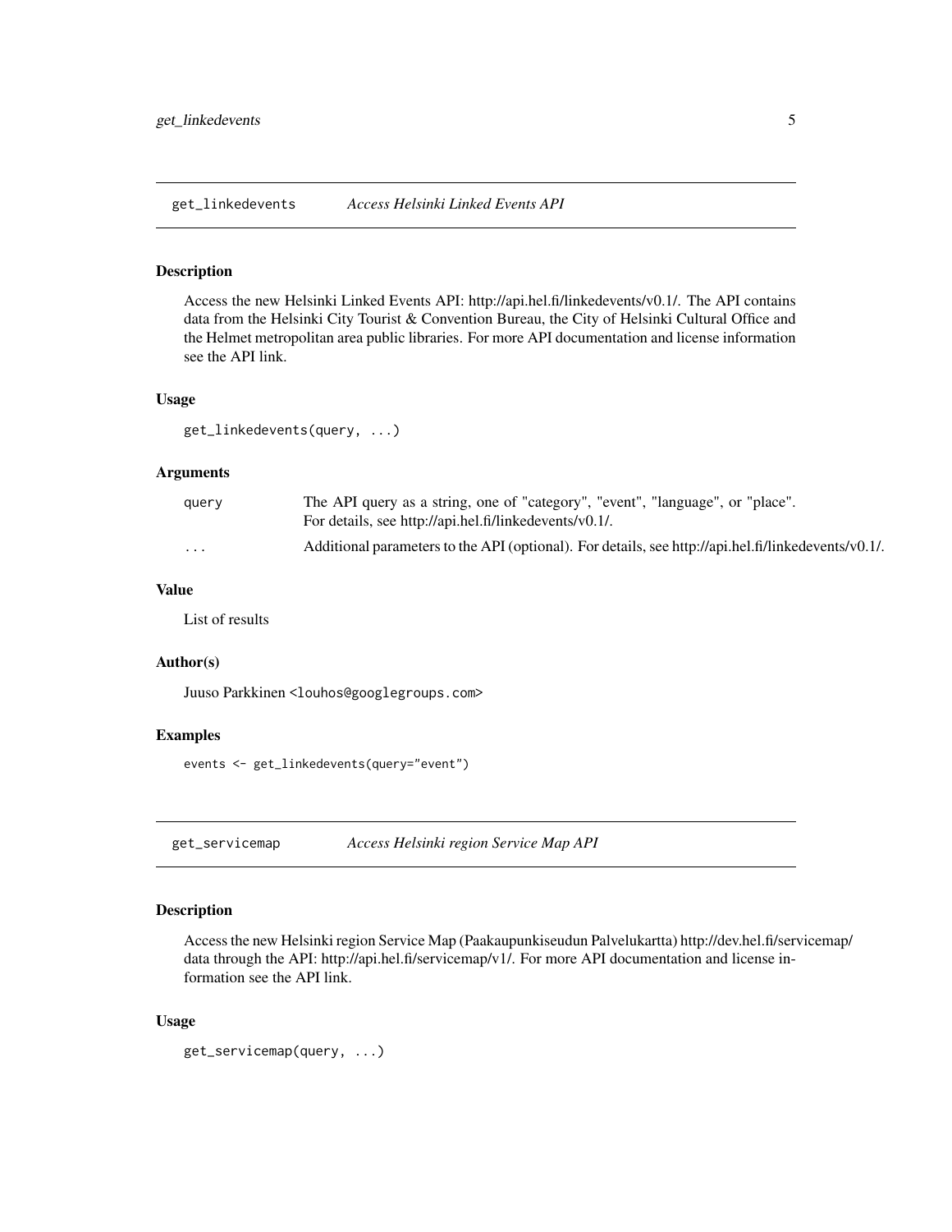## get_linkedevents — *Access Helsinki Linked Events API*

### Description

Access the new Helsinki Linked Events API: http://api.hel.fi/linkedevents/v0.1/. The API contains data from the Helsinki City Tourist & Convention Bureau, the City of Helsinki Cultural Office and the Helmet metropolitan area public libraries. For more API documentation and license information see the API link.

### Usage

```
get_linkedevents(query, ...)
```

### Arguments

| | |
|---|---|
| `query` | The API query as a string, one of "category", "event", "language", or "place". For details, see http://api.hel.fi/linkedevents/v0.1/. |
| `...` | Additional parameters to the API (optional). For details, see http://api.hel.fi/linkedevents/v0.1/. |

### Value

List of results

### Author(s)

Juuso Parkkinen <louhos@googlegroups.com>

### Examples

```
events <- get_linkedevents(query="event")
```

## get_servicemap — *Access Helsinki region Service Map API*

### Description

Access the new Helsinki region Service Map (Paakaupunkiseudun Palvelukartta) http://dev.hel.fi/servicemap/ data through the API: http://api.hel.fi/servicemap/v1/. For more API documentation and license information see the API link.

### Usage

```
get_servicemap(query, ...)
```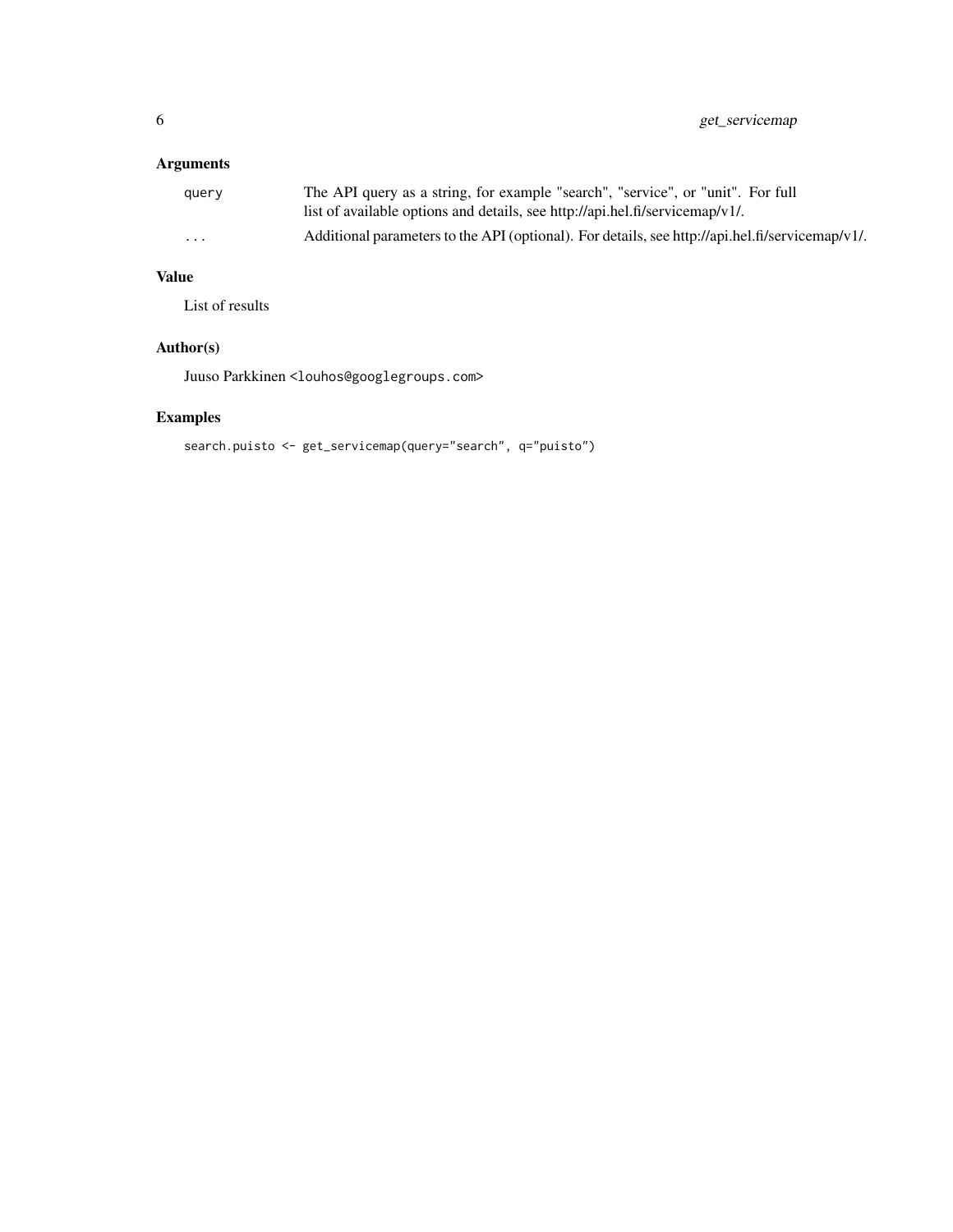## Arguments

| | |
|---|---|
| query | The API query as a string, for example "search", "service", or "unit". For full list of available options and details, see http://api.hel.fi/servicemap/v1/. |
| ... | Additional parameters to the API (optional). For details, see http://api.hel.fi/servicemap/v1/. |

## Value

List of results

## Author(s)

Juuso Parkkinen <louhos@googlegroups.com>

## Examples

```
search.puisto <- get_servicemap(query="search", q="puisto")
```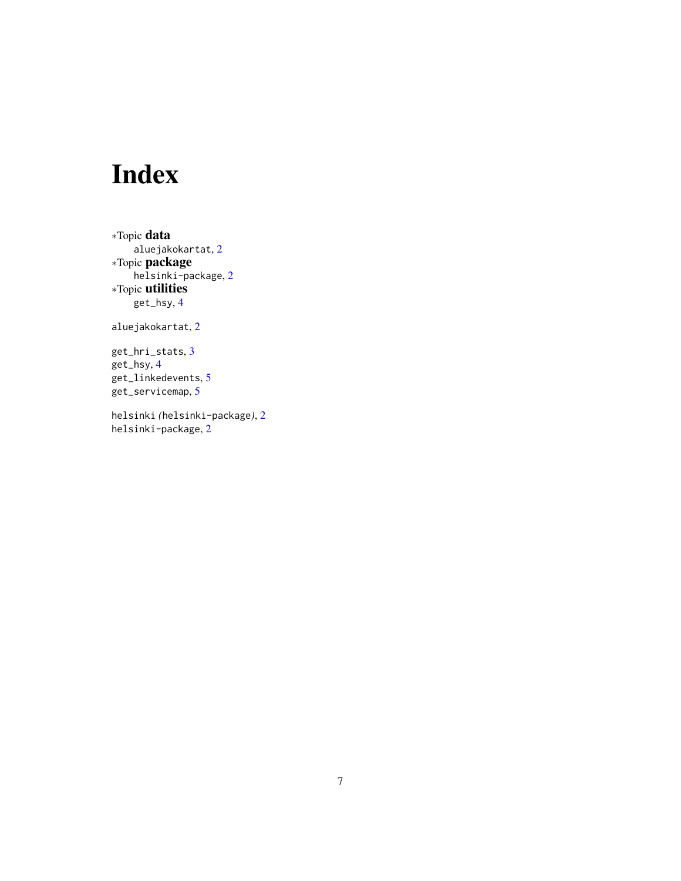# Index

*Topic **data**

aluejakokartat, 2

*Topic **package**

helsinki-package, 2

*Topic **utilities**

get_hsy, 4

aluejakokartat, 2

get_hri_stats, 3
get_hsy, 4
get_linkedevents, 5
get_servicemap, 5

helsinki *(*helsinki-package*)*, 2
helsinki-package, 2